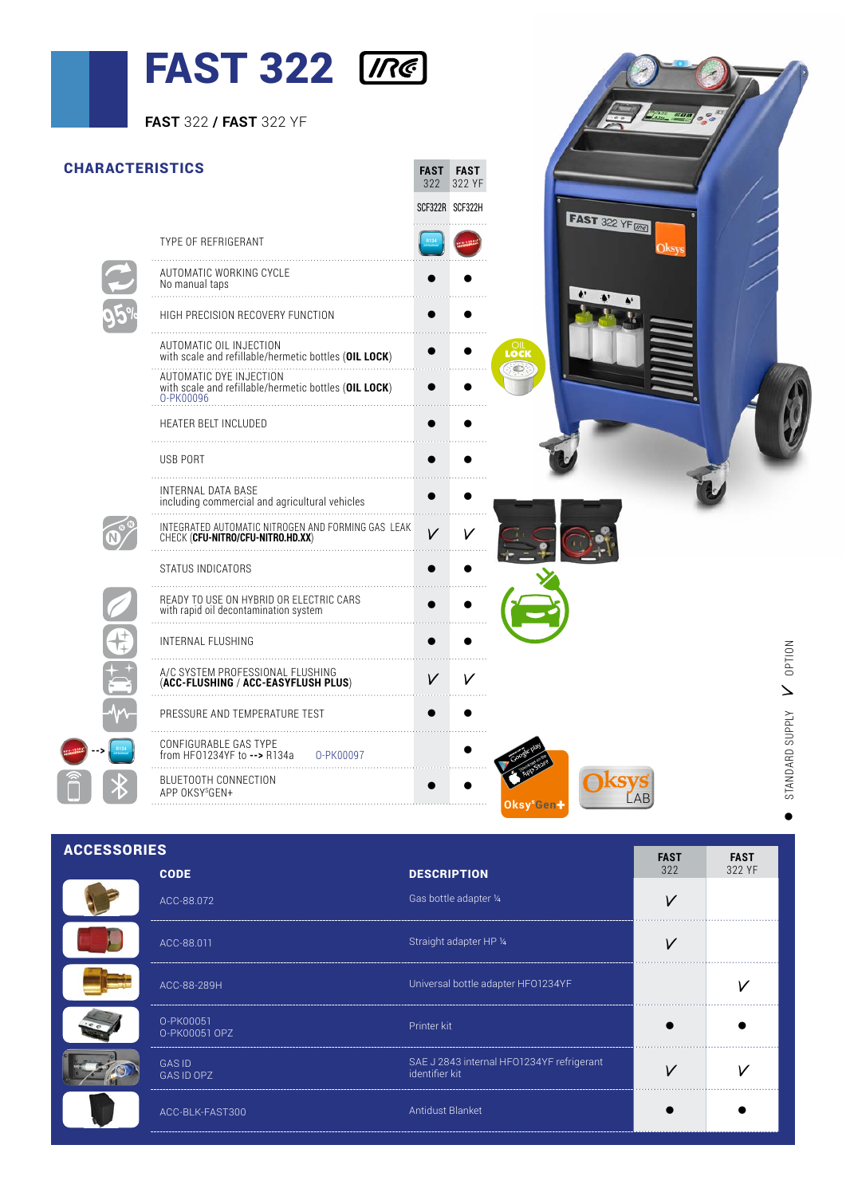# FAST 322

**FAST** 322 / **FAST** 322 YF

## CHARACTERISTICS

| | FAST 322 | FAST 322 YF |
|---|---|---|
| | SCF322R | SCF322H |
| TYPE OF REFRIGERANT | R134 | HFO-1234YF |
| AUTOMATIC WORKING CYCLE<br>No manual taps | ● | ● |
| HIGH PRECISION RECOVERY FUNCTION | ● | ● |
| AUTOMATIC OIL INJECTION<br>with scale and refillable/hermetic bottles (**OIL LOCK**) | ● | ● |
| AUTOMATIC DYE INJECTION<br>with scale and refillable/hermetic bottles (**OIL LOCK**)<br>O-PK00096 | ● | ● |
| HEATER BELT INCLUDED | ● | ● |
| USB PORT | ● | ● |
| INTERNAL DATA BASE<br>including commercial and agricultural vehicles | ● | ● |
| INTEGRATED AUTOMATIC NITROGEN AND FORMING GAS LEAK CHECK (**CFU-NITRO/CFU-NITRO.HD.XX**) | V | V |
| STATUS INDICATORS | ● | ● |
| READY TO USE ON HYBRID OR ELECTRIC CARS<br>with rapid oil decontamination system | ● | ● |
| INTERNAL FLUSHING | ● | ● |
| A/C SYSTEM PROFESSIONAL FLUSHING<br>(**ACC-FLUSHING / ACC-EASYFLUSH PLUS**) | V | V |
| PRESSURE AND TEMPERATURE TEST | ● | ● |
| CONFIGURABLE GAS TYPE<br>from HFO1234YF to **-->** R134a O-PK00097 | | ● |
| BLUETOOTH CONNECTION<br>APP OKSY®GEN+ | ● | ● |

● STANDARD SUPPLY V OPTION

## ACCESSORIES

| CODE | DESCRIPTION | FAST 322 | FAST 322 YF |
|---|---|---|---|
| ACC-88.072 | Gas bottle adapter ¼ | V | |
| ACC-88.011 | Straight adapter HP ¼ | V | |
| ACC-88-289H | Universal bottle adapter HFO1234YF | | V |
| O-PK00051<br>O-PK00051 OPZ | Printer kit | ● | ● |
| GAS ID<br>GAS ID OPZ | SAE J 2843 internal HFO1234YF refrigerant identifier kit | V | V |
| ACC-BLK-FAST300 | Antidust Blanket | ● | ● |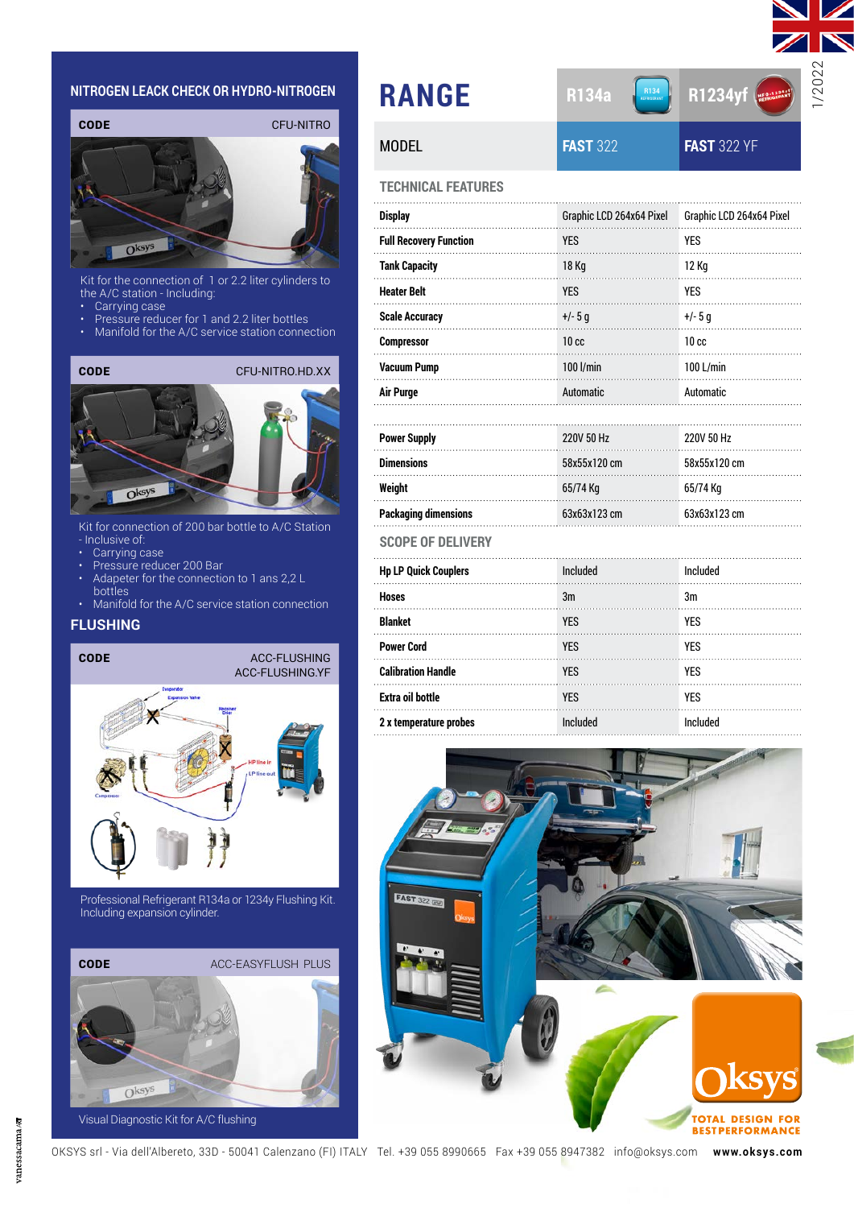## NITROGEN LEACK CHECK OR HYDRO-NITROGEN

**CODE** CFU-NITRO

Kit for the connection of 1 or 2.2 liter cylinders to the A/C station - Including:

- Carrying case
- Pressure reducer for 1 and 2.2 liter bottles
- Manifold for the A/C service station connection

**CODE** CFU-NITRO.HD.XX

Kit for connection of 200 bar bottle to A/C Station - Inclusive of:

- Carrying case
- Pressure reducer 200 Bar
- Adapeter for the connection to 1 ans 2,2 L bottles
- Manifold for the A/C service station connection

## FLUSHING

**CODE** ACC-FLUSHING ACC-FLUSHING.YF

Professional Refrigerant R134a or 1234y Flushing Kit. Including expansion cylinder.

**CODE** ACC-EASYFLUSH PLUS

Visual Diagnostic Kit for A/C flushing

# RANGE

| | R134a | R1234yf |
|---|---|---|
| MODEL | FAST 322 | FAST 322 YF |
| **TECHNICAL FEATURES** | | |
| **Display** | Graphic LCD 264x64 Pixel | Graphic LCD 264x64 Pixel |
| **Full Recovery Function** | YES | YES |
| **Tank Capacity** | 18 Kg | 12 Kg |
| **Heater Belt** | YES | YES |
| **Scale Accuracy** | +/- 5 g | +/- 5 g |
| **Compressor** | 10 cc | 10 cc |
| **Vacuum Pump** | 100 l/min | 100 L/min |
| **Air Purge** | Automatic | Automatic |
| | | |
| **Power Supply** | 220V 50 Hz | 220V 50 Hz |
| **Dimensions** | 58x55x120 cm | 58x55x120 cm |
| **Weight** | 65/74 Kg | 65/74 Kg |
| **Packaging dimensions** | 63x63x123 cm | 63x63x123 cm |
| **SCOPE OF DELIVERY** | | |
| **Hp LP Quick Couplers** | Included | Included |
| **Hoses** | 3m | 3m |
| **Blanket** | YES | YES |
| **Power Cord** | YES | YES |
| **Calibration Handle** | YES | YES |
| **Extra oil bottle** | YES | YES |
| **2 x temperature probes** | Included | Included |

Oksys

TOTAL DESIGN FOR BEST PERFORMANCE

OKSYS srl - Via dell'Albereto, 33D - 50041 Calenzano (FI) ITALY Tel. +39 055 8990665 Fax +39 055 8947382 info@oksys.com **www.oksys.com**